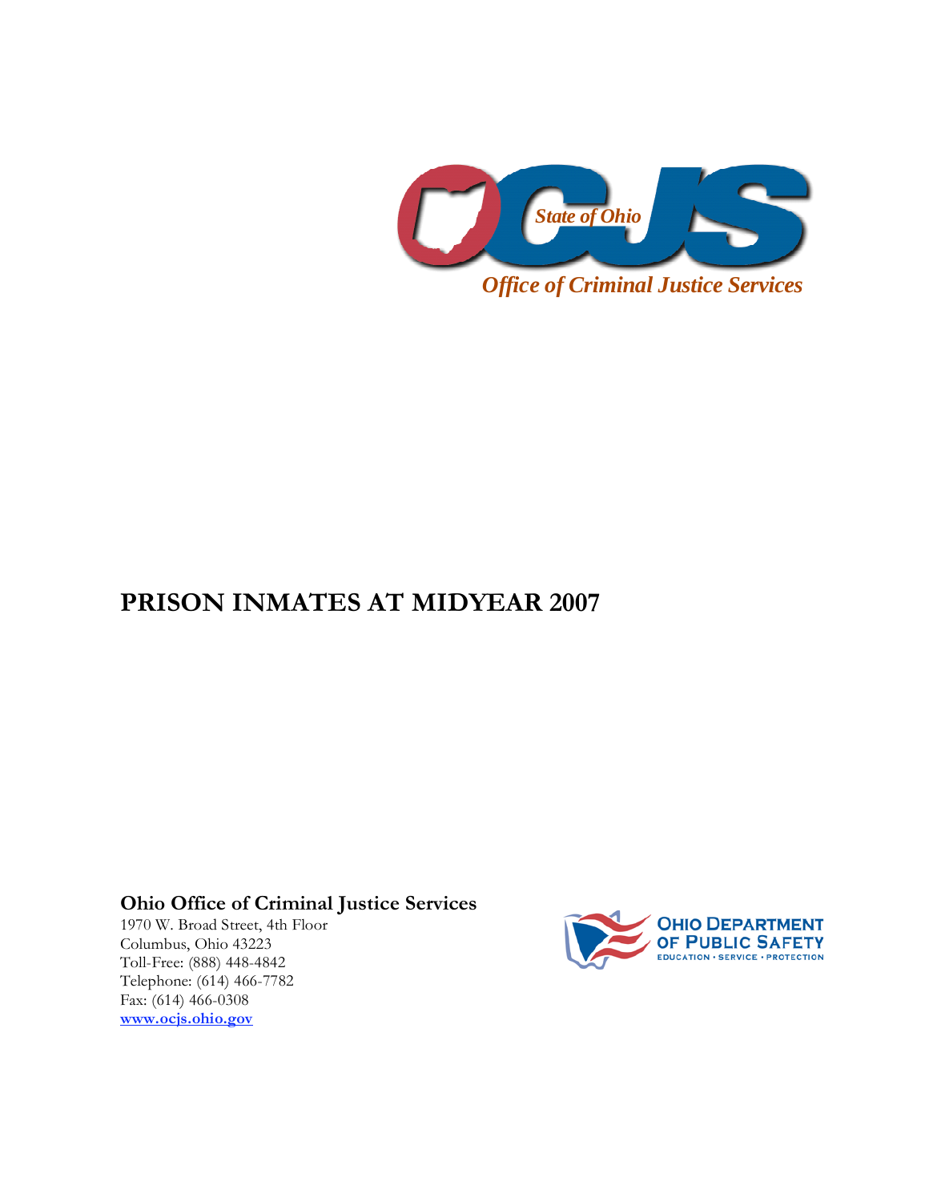State of Ohio

OCJS

*Office of Criminal Justice Services*

# PRISON INMATES AT MIDYEAR 2007

**Ohio Office of Criminal Justice Services**

1970 W. Broad Street, 4th Floor
Columbus, Ohio 43223
Toll-Free: (888) 448-4842
Telephone: (614) 466-7782
Fax: (614) 466-0308
www.ocjs.ohio.gov

OHIO DEPARTMENT OF PUBLIC SAFETY
EDUCATION • SERVICE • PROTECTION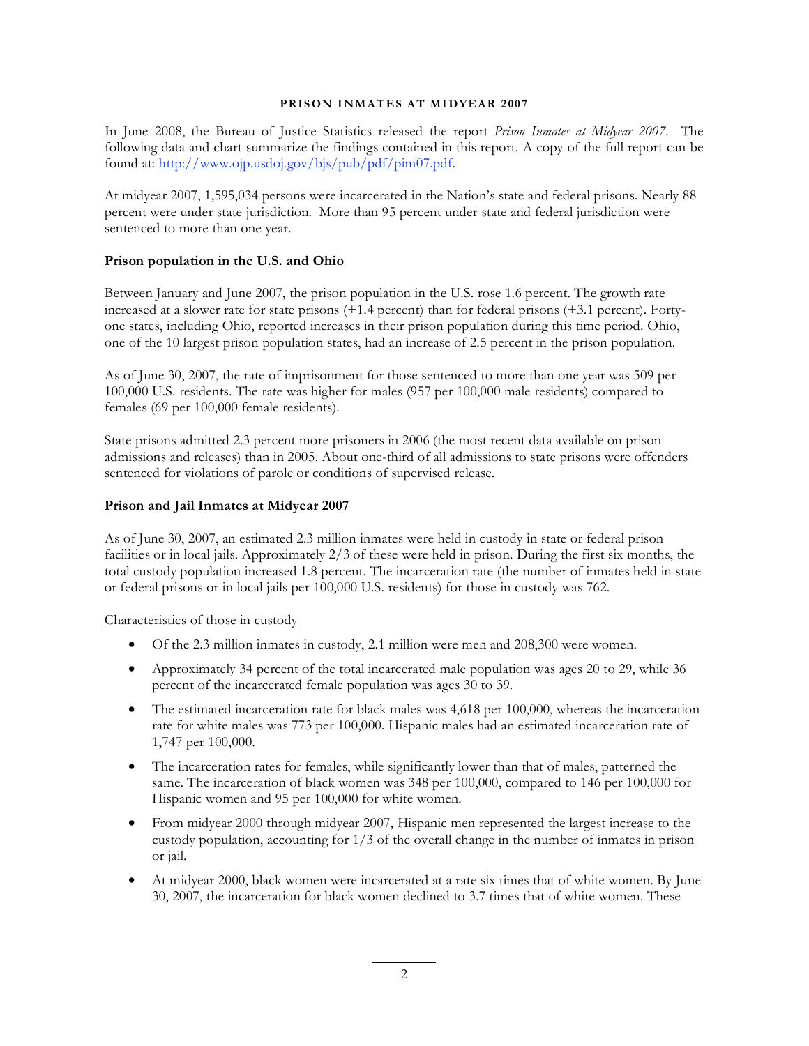**PRISON INMATES AT MIDYEAR 2007**

In June 2008, the Bureau of Justice Statistics released the report *Prison Inmates at Midyear 2007*. The following data and chart summarize the findings contained in this report. A copy of the full report can be found at: http://www.ojp.usdoj.gov/bjs/pub/pdf/pim07.pdf.

At midyear 2007, 1,595,034 persons were incarcerated in the Nation's state and federal prisons. Nearly 88 percent were under state jurisdiction. More than 95 percent under state and federal jurisdiction were sentenced to more than one year.

**Prison population in the U.S. and Ohio**

Between January and June 2007, the prison population in the U.S. rose 1.6 percent. The growth rate increased at a slower rate for state prisons (+1.4 percent) than for federal prisons (+3.1 percent). Forty-one states, including Ohio, reported increases in their prison population during this time period. Ohio, one of the 10 largest prison population states, had an increase of 2.5 percent in the prison population.

As of June 30, 2007, the rate of imprisonment for those sentenced to more than one year was 509 per 100,000 U.S. residents. The rate was higher for males (957 per 100,000 male residents) compared to females (69 per 100,000 female residents).

State prisons admitted 2.3 percent more prisoners in 2006 (the most recent data available on prison admissions and releases) than in 2005. About one-third of all admissions to state prisons were offenders sentenced for violations of parole or conditions of supervised release.

**Prison and Jail Inmates at Midyear 2007**

As of June 30, 2007, an estimated 2.3 million inmates were held in custody in state or federal prison facilities or in local jails. Approximately 2/3 of these were held in prison. During the first six months, the total custody population increased 1.8 percent. The incarceration rate (the number of inmates held in state or federal prisons or in local jails per 100,000 U.S. residents) for those in custody was 762.

Characteristics of those in custody

- Of the 2.3 million inmates in custody, 2.1 million were men and 208,300 were women.
- Approximately 34 percent of the total incarcerated male population was ages 20 to 29, while 36 percent of the incarcerated female population was ages 30 to 39.
- The estimated incarceration rate for black males was 4,618 per 100,000, whereas the incarceration rate for white males was 773 per 100,000. Hispanic males had an estimated incarceration rate of 1,747 per 100,000.
- The incarceration rates for females, while significantly lower than that of males, patterned the same. The incarceration of black women was 348 per 100,000, compared to 146 per 100,000 for Hispanic women and 95 per 100,000 for white women.
- From midyear 2000 through midyear 2007, Hispanic men represented the largest increase to the custody population, accounting for 1/3 of the overall change in the number of inmates in prison or jail.
- At midyear 2000, black women were incarcerated at a rate six times that of white women. By June 30, 2007, the incarceration for black women declined to 3.7 times that of white women. These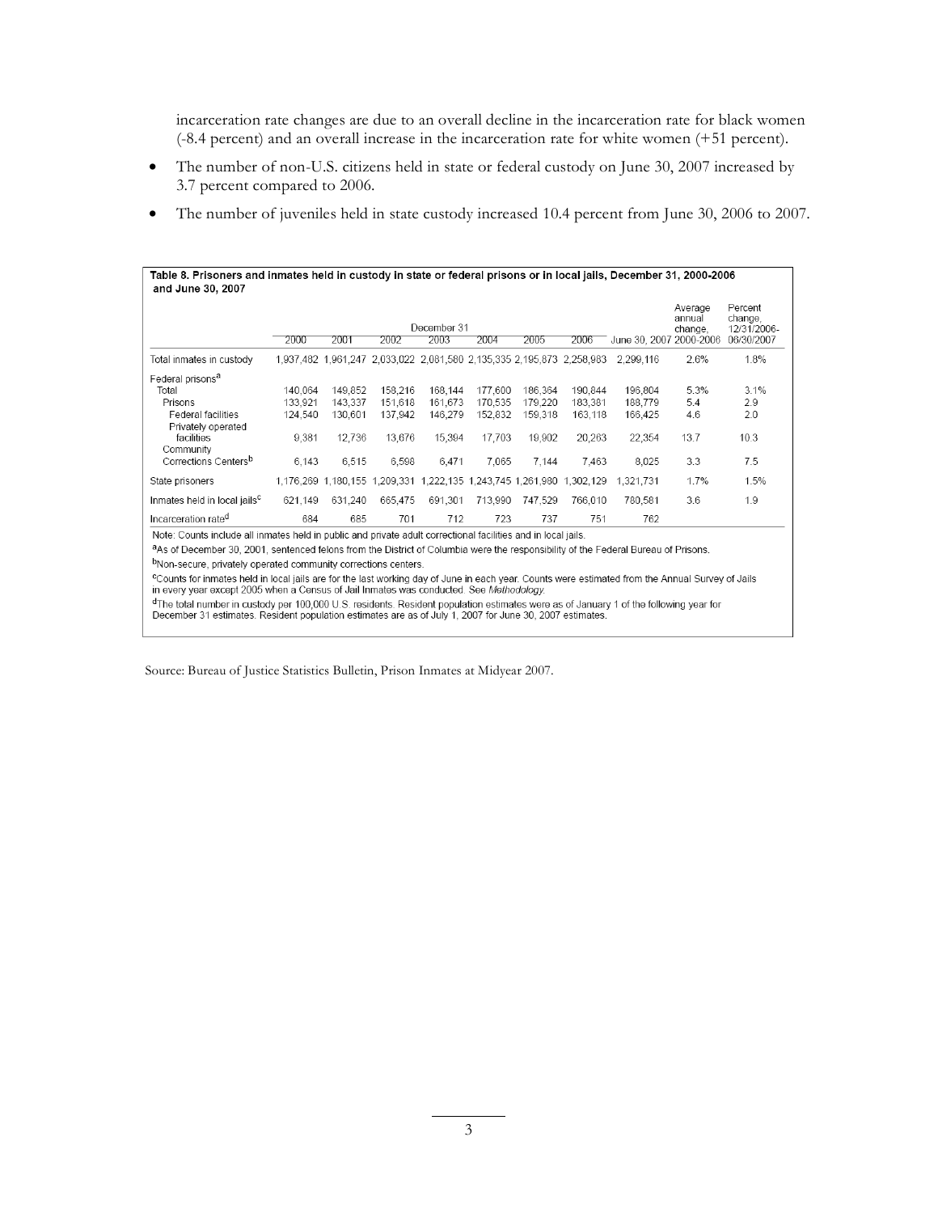incarceration rate changes are due to an overall decline in the incarceration rate for black women (-8.4 percent) and an overall increase in the incarceration rate for white women (+51 percent).

- The number of non-U.S. citizens held in state or federal custody on June 30, 2007 increased by 3.7 percent compared to 2006.
- The number of juveniles held in state custody increased 10.4 percent from June 30, 2006 to 2007.

**Table 8. Prisoners and inmates held in custody in state or federal prisons or in local jails, December 31, 2000-2006 and June 30, 2007**

| | December 31 | | | | | | | | Average annual change, | Percent change, 12/31/2006- |
|---|---|---|---|---|---|---|---|---|---|---|
| | 2000 | 2001 | 2002 | 2003 | 2004 | 2005 | 2006 | June 30, 2007 | 2000-2006 | 06/30/2007 |
| Total inmates in custody | 1,937,482 | 1,961,247 | 2,033,022 | 2,081,580 | 2,135,335 | 2,195,873 | 2,258,983 | 2,299,116 | 2.6% | 1.8% |
| Federal prisons[a] | | | | | | | | | | |
| Total | 140,064 | 149,852 | 158,216 | 168,144 | 177,600 | 186,364 | 190,844 | 196,804 | 5.3% | 3.1% |
| Prisons | 133,921 | 143,337 | 151,618 | 161,673 | 170,535 | 179,220 | 183,381 | 188,779 | 5.4 | 2.9 |
| Federal facilities | 124,540 | 130,601 | 137,942 | 146,279 | 152,832 | 159,318 | 163,118 | 166,425 | 4.6 | 2.0 |
| Privately operated facilities | 9,381 | 12,736 | 13,676 | 15,394 | 17,703 | 19,902 | 20,263 | 22,354 | 13.7 | 10.3 |
| Community Corrections Centers[b] | 6,143 | 6,515 | 6,598 | 6,471 | 7,065 | 7,144 | 7,463 | 8,025 | 3.3 | 7.5 |
| State prisoners | 1,176,269 | 1,180,155 | 1,209,331 | 1,222,135 | 1,243,745 | 1,261,980 | 1,302,129 | 1,321,731 | 1.7% | 1.5% |
| Inmates held in local jails[c] | 621,149 | 631,240 | 665,475 | 691,301 | 713,990 | 747,529 | 766,010 | 780,581 | 3.6 | 1.9 |
| Incarceration rate[d] | 684 | 685 | 701 | 712 | 723 | 737 | 751 | 762 | | |

Note: Counts include all inmates held in public and private adult correctional facilities and in local jails.

[a]As of December 30, 2001, sentenced felons from the District of Columbia were the responsibility of the Federal Bureau of Prisons.

[b]Non-secure, privately operated community corrections centers.

[c]Counts for inmates held in local jails are for the last working day of June in each year. Counts were estimated from the Annual Survey of Jails in every year except 2005 when a Census of Jail Inmates was conducted. See *Methodology*.

[d]The total number in custody per 100,000 U.S. residents. Resident population estimates were as of January 1 of the following year for December 31 estimates. Resident population estimates are as of July 1, 2007 for June 30, 2007 estimates.

Source: Bureau of Justice Statistics Bulletin, Prison Inmates at Midyear 2007.